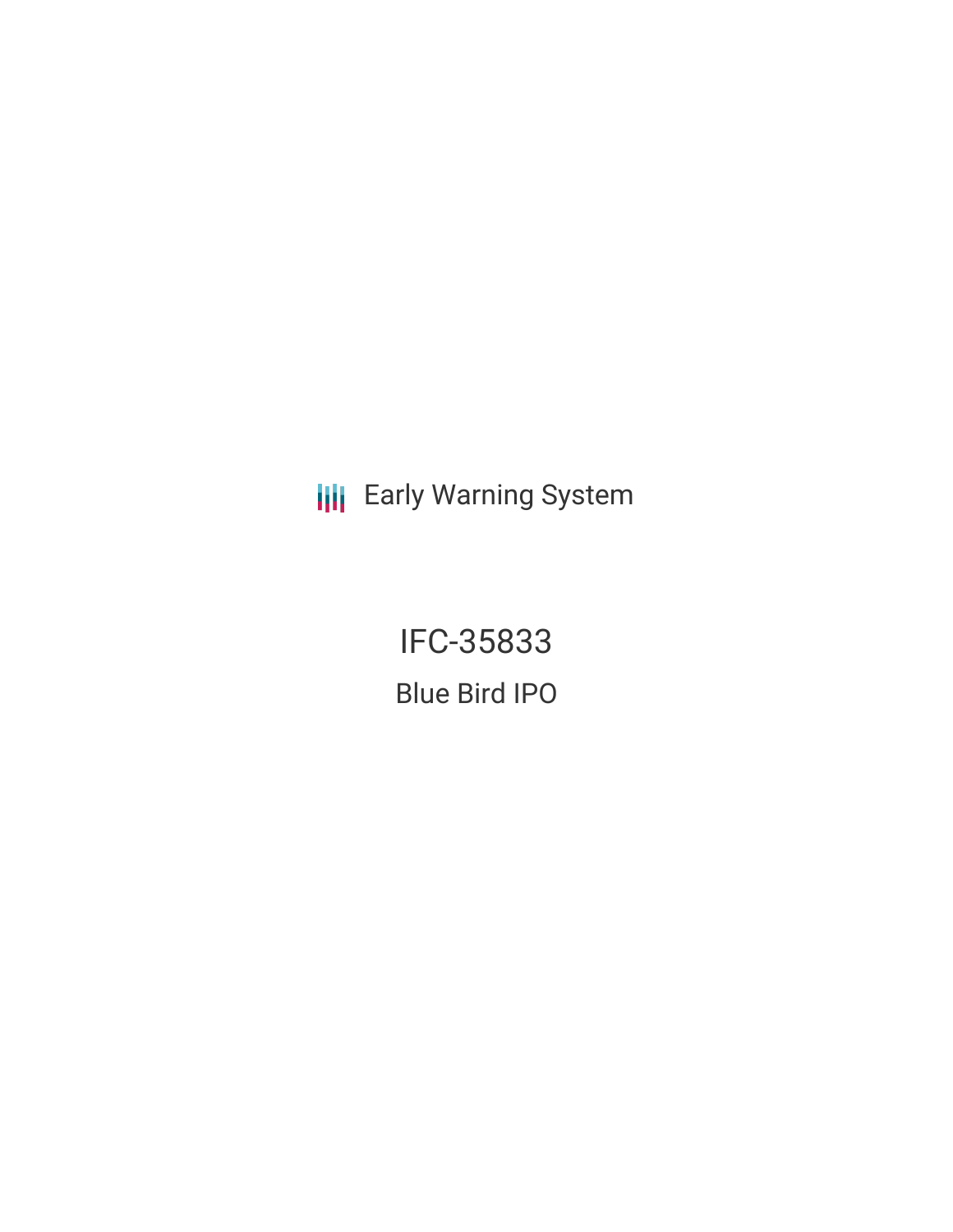Early Warning System

# IFC-35833

## Blue Bird IPO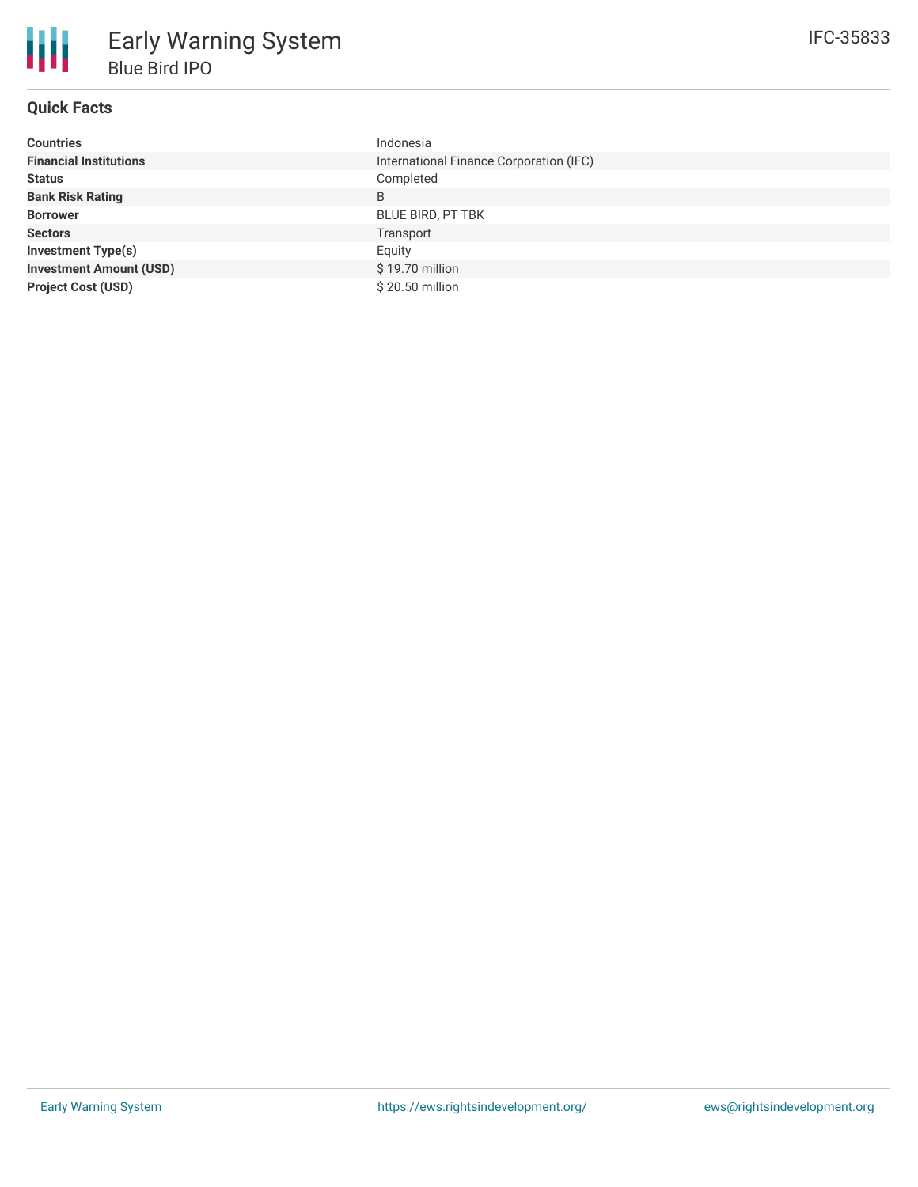# Early Warning System

## Blue Bird IPO

IFC-35833

### Quick Facts

| | |
|---|---|
| **Countries** | Indonesia |
| **Financial Institutions** | International Finance Corporation (IFC) |
| **Status** | Completed |
| **Bank Risk Rating** | B |
| **Borrower** | BLUE BIRD, PT TBK |
| **Sectors** | Transport |
| **Investment Type(s)** | Equity |
| **Investment Amount (USD)** | $ 19.70 million |
| **Project Cost (USD)** | $ 20.50 million |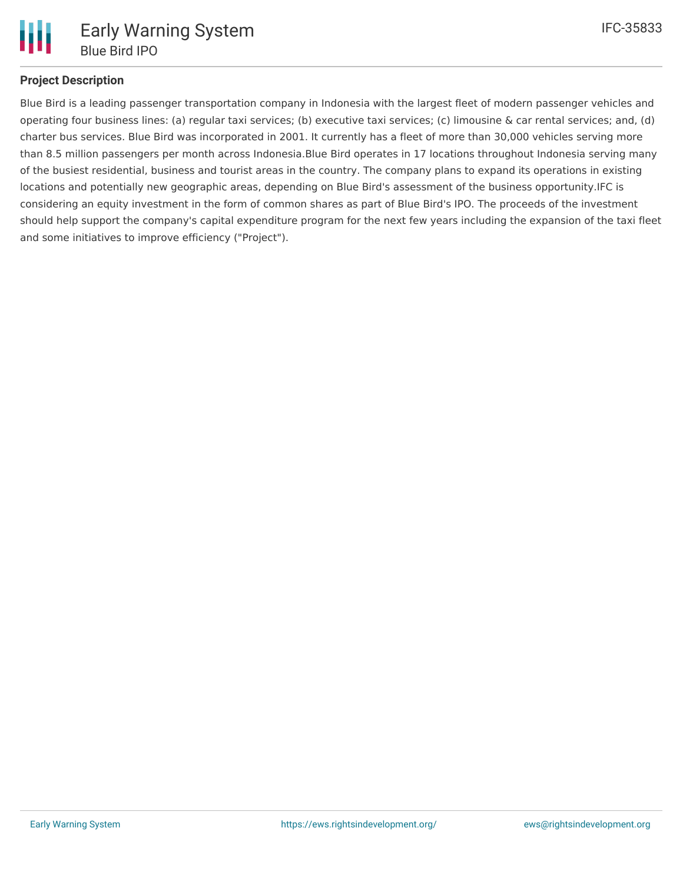## Project Description

Blue Bird is a leading passenger transportation company in Indonesia with the largest fleet of modern passenger vehicles and operating four business lines: (a) regular taxi services; (b) executive taxi services; (c) limousine & car rental services; and, (d) charter bus services. Blue Bird was incorporated in 2001. It currently has a fleet of more than 30,000 vehicles serving more than 8.5 million passengers per month across Indonesia.Blue Bird operates in 17 locations throughout Indonesia serving many of the busiest residential, business and tourist areas in the country. The company plans to expand its operations in existing locations and potentially new geographic areas, depending on Blue Bird's assessment of the business opportunity.IFC is considering an equity investment in the form of common shares as part of Blue Bird's IPO. The proceeds of the investment should help support the company's capital expenditure program for the next few years including the expansion of the taxi fleet and some initiatives to improve efficiency ("Project").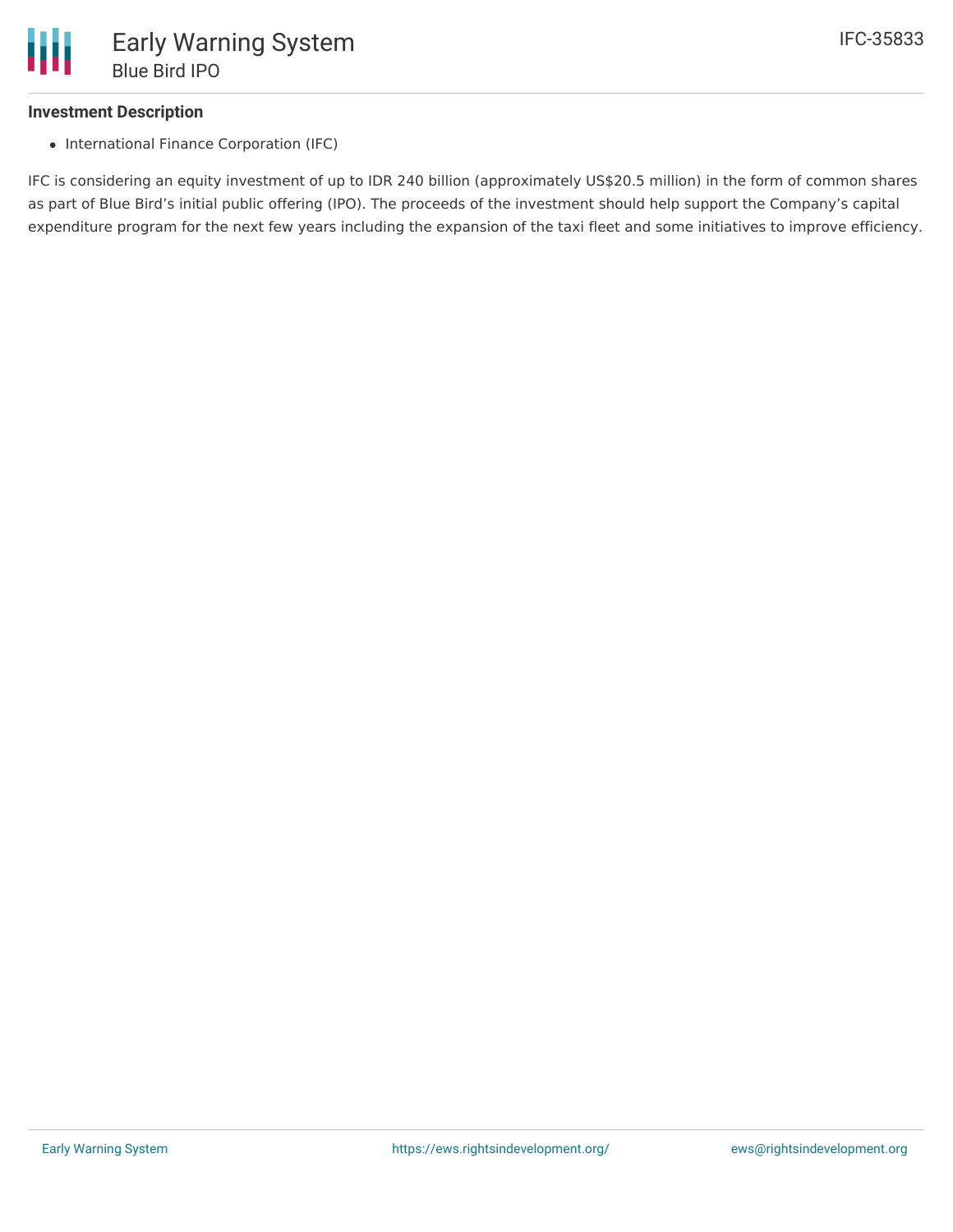### Investment Description

- International Finance Corporation (IFC)

IFC is considering an equity investment of up to IDR 240 billion (approximately US$20.5 million) in the form of common shares as part of Blue Bird's initial public offering (IPO). The proceeds of the investment should help support the Company's capital expenditure program for the next few years including the expansion of the taxi fleet and some initiatives to improve efficiency.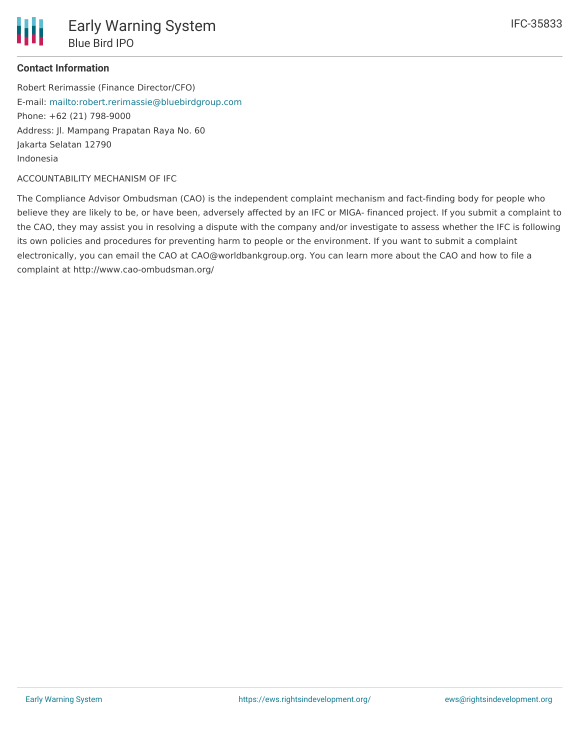### Contact Information

Robert Rerimassie (Finance Director/CFO)
E-mail: mailto:robert.rerimassie@bluebirdgroup.com
Phone: +62 (21) 798-9000
Address: Jl. Mampang Prapatan Raya No. 60
Jakarta Selatan 12790
Indonesia

ACCOUNTABILITY MECHANISM OF IFC

The Compliance Advisor Ombudsman (CAO) is the independent complaint mechanism and fact-finding body for people who believe they are likely to be, or have been, adversely affected by an IFC or MIGA- financed project. If you submit a complaint to the CAO, they may assist you in resolving a dispute with the company and/or investigate to assess whether the IFC is following its own policies and procedures for preventing harm to people or the environment. If you want to submit a complaint electronically, you can email the CAO at CAO@worldbankgroup.org. You can learn more about the CAO and how to file a complaint at http://www.cao-ombudsman.org/